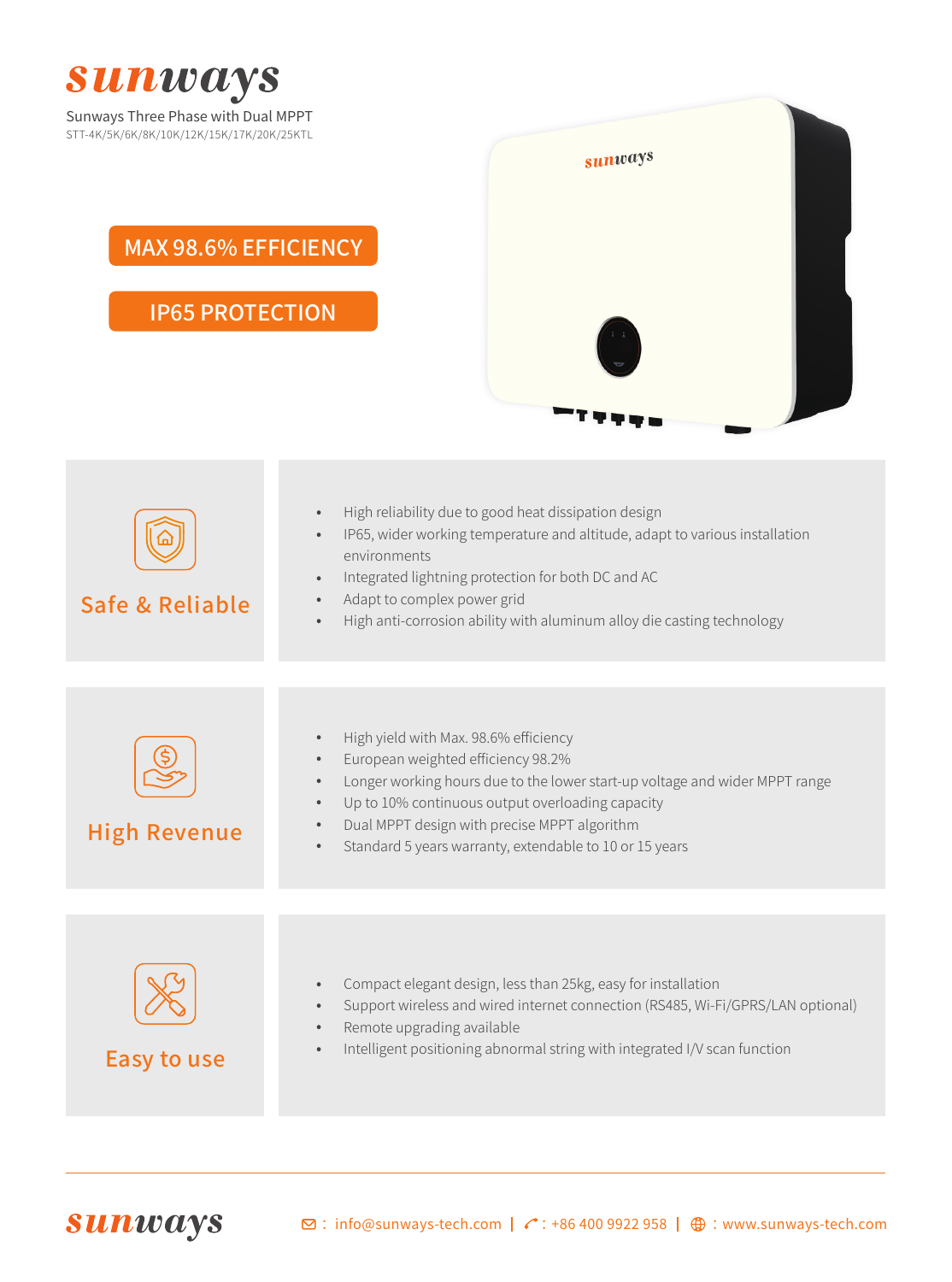# sunways

Sunways Three Phase with Dual MPPT

STT-4K/5K/6K/8K/10K/12K/15K/17K/20K/25KTL

**MAX 98.6% EFFICIENCY**

**IP65 PROTECTION**

## Safe & Reliable

- High reliability due to good heat dissipation design
- IP65, wider working temperature and altitude, adapt to various installation environments
- Integrated lightning protection for both DC and AC
- Adapt to complex power grid
- High anti-corrosion ability with aluminum alloy die casting technology

## High Revenue

- High yield with Max. 98.6% efficiency
- European weighted efficiency 98.2%
- Longer working hours due to the lower start-up voltage and wider MPPT range
- Up to 10% continuous output overloading capacity
- Dual MPPT design with precise MPPT algorithm
- Standard 5 years warranty, extendable to 10 or 15 years

## Easy to use

- Compact elegant design, less than 25kg, easy for installation
- Support wireless and wired internet connection (RS485, Wi-Fi/GPRS/LAN optional)
- Remote upgrading available
- Intelligent positioning abnormal string with integrated I/V scan function

---

sunways

: info@sunways-tech.com | : +86 400 9922 958 | : www.sunways-tech.com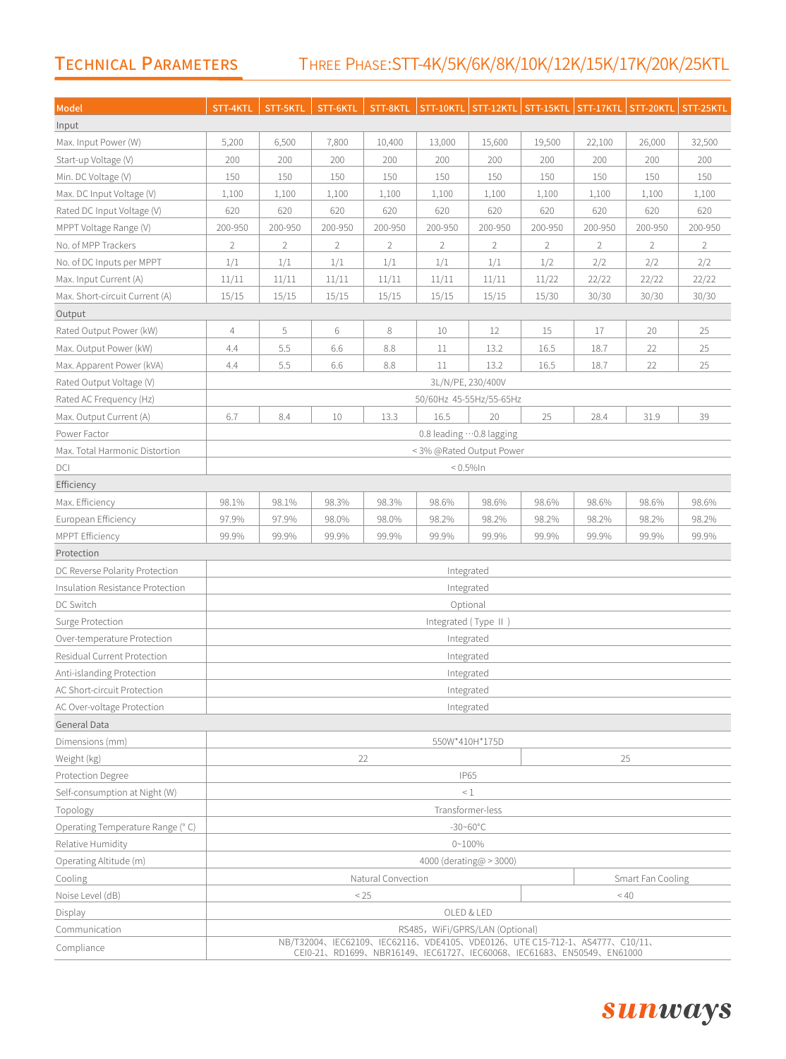# Technical Parameters

## Three Phase:STT-4K/5K/6K/8K/10K/12K/15K/17K/20K/25KTL

| Model | STT-4KTL | STT-5KTL | STT-6KTL | STT-8KTL | STT-10KTL | STT-12KTL | STT-15KTL | STT-17KTL | STT-20KTL | STT-25KTL |
|---|---|---|---|---|---|---|---|---|---|---|
| **Input** | | | | | | | | | | |
| Max. Input Power (W) | 5,200 | 6,500 | 7,800 | 10,400 | 13,000 | 15,600 | 19,500 | 22,100 | 26,000 | 32,500 |
| Start-up Voltage (V) | 200 | 200 | 200 | 200 | 200 | 200 | 200 | 200 | 200 | 200 |
| Min. DC Voltage (V) | 150 | 150 | 150 | 150 | 150 | 150 | 150 | 150 | 150 | 150 |
| Max. DC Input Voltage (V) | 1,100 | 1,100 | 1,100 | 1,100 | 1,100 | 1,100 | 1,100 | 1,100 | 1,100 | 1,100 |
| Rated DC Input Voltage (V) | 620 | 620 | 620 | 620 | 620 | 620 | 620 | 620 | 620 | 620 |
| MPPT Voltage Range (V) | 200-950 | 200-950 | 200-950 | 200-950 | 200-950 | 200-950 | 200-950 | 200-950 | 200-950 | 200-950 |
| No. of MPP Trackers | 2 | 2 | 2 | 2 | 2 | 2 | 2 | 2 | 2 | 2 |
| No. of DC Inputs per MPPT | 1/1 | 1/1 | 1/1 | 1/1 | 1/1 | 1/1 | 1/2 | 2/2 | 2/2 | 2/2 |
| Max. Input Current (A) | 11/11 | 11/11 | 11/11 | 11/11 | 11/11 | 11/11 | 11/22 | 22/22 | 22/22 | 22/22 |
| Max. Short-circuit Current (A) | 15/15 | 15/15 | 15/15 | 15/15 | 15/15 | 15/15 | 15/30 | 30/30 | 30/30 | 30/30 |
| **Output** | | | | | | | | | | |
| Rated Output Power (kW) | 4 | 5 | 6 | 8 | 10 | 12 | 15 | 17 | 20 | 25 |
| Max. Output Power (kW) | 4.4 | 5.5 | 6.6 | 8.8 | 11 | 13.2 | 16.5 | 18.7 | 22 | 25 |
| Max. Apparent Power (kVA) | 4.4 | 5.5 | 6.6 | 8.8 | 11 | 13.2 | 16.5 | 18.7 | 22 | 25 |
| Rated Output Voltage (V) | 3L/N/PE, 230/400V | | | | | | | | | |
| Rated AC Frequency (Hz) | 50/60Hz 45-55Hz/55-65Hz | | | | | | | | | |
| Max. Output Current (A) | 6.7 | 8.4 | 10 | 13.3 | 16.5 | 20 | 25 | 28.4 | 31.9 | 39 |
| Power Factor | 0.8 leading …0.8 lagging | | | | | | | | | |
| Max. Total Harmonic Distortion | <3% @Rated Output Power | | | | | | | | | |
| DCI | <0.5%In | | | | | | | | | |
| **Efficiency** | | | | | | | | | | |
| Max. Efficiency | 98.1% | 98.1% | 98.3% | 98.3% | 98.6% | 98.6% | 98.6% | 98.6% | 98.6% | 98.6% |
| European Efficiency | 97.9% | 97.9% | 98.0% | 98.0% | 98.2% | 98.2% | 98.2% | 98.2% | 98.2% | 98.2% |
| MPPT Efficiency | 99.9% | 99.9% | 99.9% | 99.9% | 99.9% | 99.9% | 99.9% | 99.9% | 99.9% | 99.9% |
| **Protection** | | | | | | | | | | |
| DC Reverse Polarity Protection | Integrated | | | | | | | | | |
| Insulation Resistance Protection | Integrated | | | | | | | | | |
| DC Switch | Optional | | | | | | | | | |
| Surge Protection | Integrated ( Type II ) | | | | | | | | | |
| Over-temperature Protection | Integrated | | | | | | | | | |
| Residual Current Protection | Integrated | | | | | | | | | |
| Anti-islanding Protection | Integrated | | | | | | | | | |
| AC Short-circuit Protection | Integrated | | | | | | | | | |
| AC Over-voltage Protection | Integrated | | | | | | | | | |
| **General Data** | | | | | | | | | | |
| Dimensions (mm) | 550W*410H*175D | | | | | | | | | |
| Weight (kg) | 22 | | | | | | 25 | | | |
| Protection Degree | IP65 | | | | | | | | | |
| Self-consumption at Night (W) | <1 | | | | | | | | | |
| Topology | Transformer-less | | | | | | | | | |
| Operating Temperature Range (° C) | -30~60°C | | | | | | | | | |
| Relative Humidity | 0~100% | | | | | | | | | |
| Operating Altitude (m) | 4000 (derating@>3000) | | | | | | | | | |
| Cooling | Natural Convection | | | | | | | Smart Fan Cooling | | |
| Noise Level (dB) | <25 | | | | | | <40 | | | |
| Display | OLED & LED | | | | | | | | | |
| Communication | RS485，WiFi/GPRS/LAN (Optional) | | | | | | | | | |
| Compliance | NB/T32004、IEC62109、IEC62116、VDE4105、VDE0126、UTE C15-712-1、AS4777、C10/11、CEI0-21、RD1699、NBR16149、IEC61727、IEC60068、IEC61683、EN50549、EN61000 | | | | | | | | | |

sunways